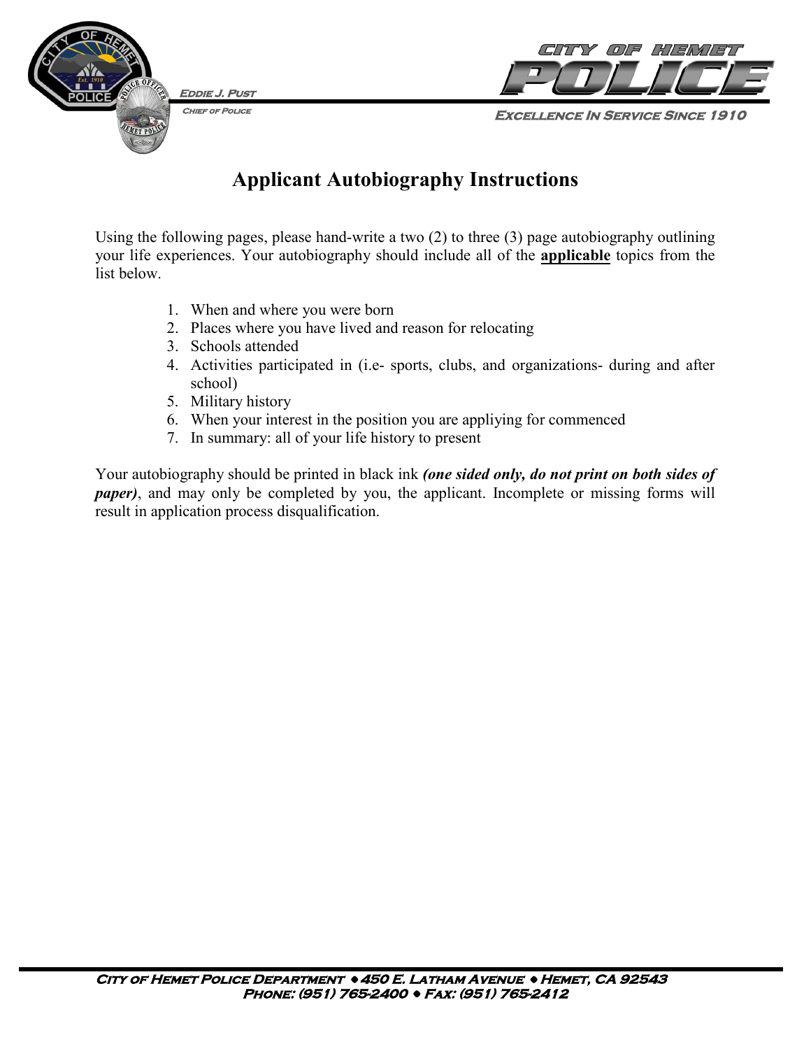Eddie J. Pust
Chief of Police

CITY OF HEMET POLICE

Excellence In Service Since 1910

# Applicant Autobiography Instructions

Using the following pages, please hand-write a two (2) to three (3) page autobiography outlining your life experiences. Your autobiography should include all of the **applicable** topics from the list below.

1. When and where you were born
2. Places where you have lived and reason for relocating
3. Schools attended
4. Activities participated in (i.e- sports, clubs, and organizations- during and after school)
5. Military history
6. When your interest in the position you are appliying for commenced
7. In summary: all of your life history to present

Your autobiography should be printed in black ink ***(one sided only, do not print on both sides of paper)***, and may only be completed by you, the applicant. Incomplete or missing forms will result in application process disqualification.

City of Hemet Police Department • 450 E. Latham Avenue • Hemet, CA 92543
Phone: (951) 765-2400 • Fax: (951) 765-2412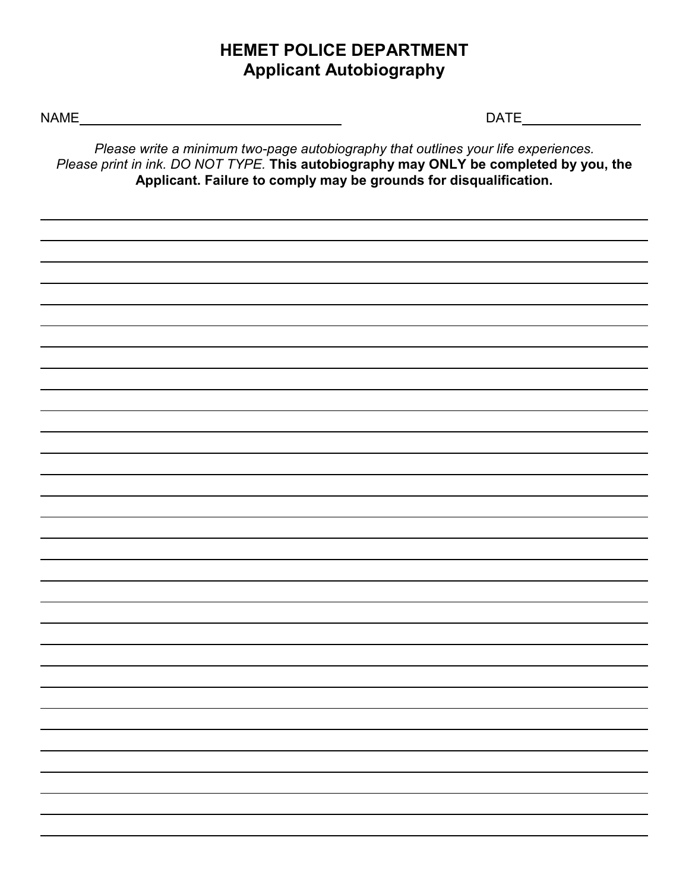# HEMET POLICE DEPARTMENT
## Applicant Autobiography

NAME\_\_\_\_\_\_\_\_\_\_\_\_\_\_\_\_\_\_\_\_\_\_\_\_\_\_\_\_\_\_\_\_\_\_ DATE\_\_\_\_\_\_\_\_\_\_\_\_\_\_\_\_

*Please write a minimum two-page autobiography that outlines your life experiences. Please print in ink. DO NOT TYPE.* **This autobiography may ONLY be completed by you, the Applicant. Failure to comply may be grounds for disqualification.**